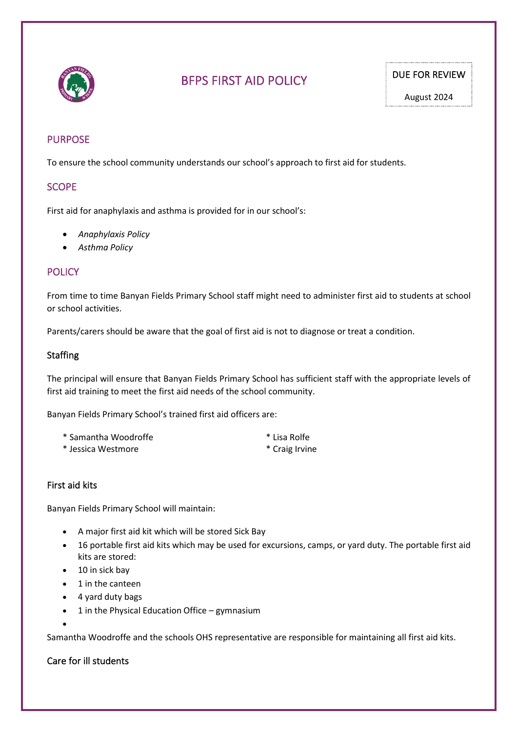# BFPS FIRST AID POLICY

DUE FOR REVIEW

August 2024

## PURPOSE

To ensure the school community understands our school's approach to first aid for students.

## SCOPE

First aid for anaphylaxis and asthma is provided for in our school's:

- *Anaphylaxis Policy*
- *Asthma Policy*

## POLICY

From time to time Banyan Fields Primary School staff might need to administer first aid to students at school or school activities.

Parents/carers should be aware that the goal of first aid is not to diagnose or treat a condition.

### Staffing

The principal will ensure that Banyan Fields Primary School has sufficient staff with the appropriate levels of first aid training to meet the first aid needs of the school community.

Banyan Fields Primary School's trained first aid officers are:

* Samantha Woodroffe
* Jessica Westmore
* Lisa Rolfe
* Craig Irvine

### First aid kits

Banyan Fields Primary School will maintain:

- A major first aid kit which will be stored Sick Bay
- 16 portable first aid kits which may be used for excursions, camps, or yard duty. The portable first aid kits are stored:
- 10 in sick bay
- 1 in the canteen
- 4 yard duty bags
- 1 in the Physical Education Office – gymnasium

Samantha Woodroffe and the schools OHS representative are responsible for maintaining all first aid kits.

### Care for ill students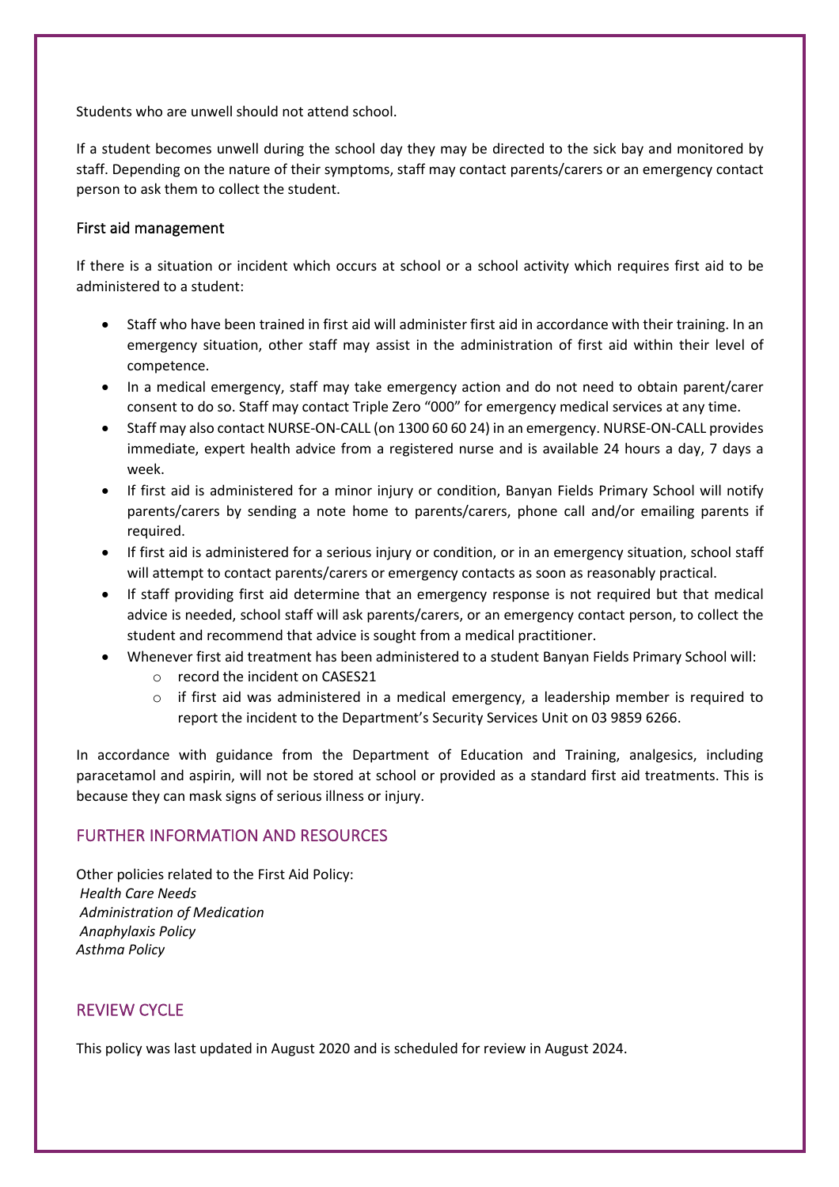Students who are unwell should not attend school.

If a student becomes unwell during the school day they may be directed to the sick bay and monitored by staff. Depending on the nature of their symptoms, staff may contact parents/carers or an emergency contact person to ask them to collect the student.

### First aid management

If there is a situation or incident which occurs at school or a school activity which requires first aid to be administered to a student:

- Staff who have been trained in first aid will administer first aid in accordance with their training. In an emergency situation, other staff may assist in the administration of first aid within their level of competence.
- In a medical emergency, staff may take emergency action and do not need to obtain parent/carer consent to do so. Staff may contact Triple Zero "000" for emergency medical services at any time.
- Staff may also contact NURSE-ON-CALL (on 1300 60 60 24) in an emergency. NURSE-ON-CALL provides immediate, expert health advice from a registered nurse and is available 24 hours a day, 7 days a week.
- If first aid is administered for a minor injury or condition, Banyan Fields Primary School will notify parents/carers by sending a note home to parents/carers, phone call and/or emailing parents if required.
- If first aid is administered for a serious injury or condition, or in an emergency situation, school staff will attempt to contact parents/carers or emergency contacts as soon as reasonably practical.
- If staff providing first aid determine that an emergency response is not required but that medical advice is needed, school staff will ask parents/carers, or an emergency contact person, to collect the student and recommend that advice is sought from a medical practitioner.
- Whenever first aid treatment has been administered to a student Banyan Fields Primary School will:
  - record the incident on CASES21
  - if first aid was administered in a medical emergency, a leadership member is required to report the incident to the Department's Security Services Unit on 03 9859 6266.

In accordance with guidance from the Department of Education and Training, analgesics, including paracetamol and aspirin, will not be stored at school or provided as a standard first aid treatments. This is because they can mask signs of serious illness or injury.

## FURTHER INFORMATION AND RESOURCES

Other policies related to the First Aid Policy:
*Health Care Needs*
*Administration of Medication*
*Anaphylaxis Policy*
*Asthma Policy*

## REVIEW CYCLE

This policy was last updated in August 2020 and is scheduled for review in August 2024.